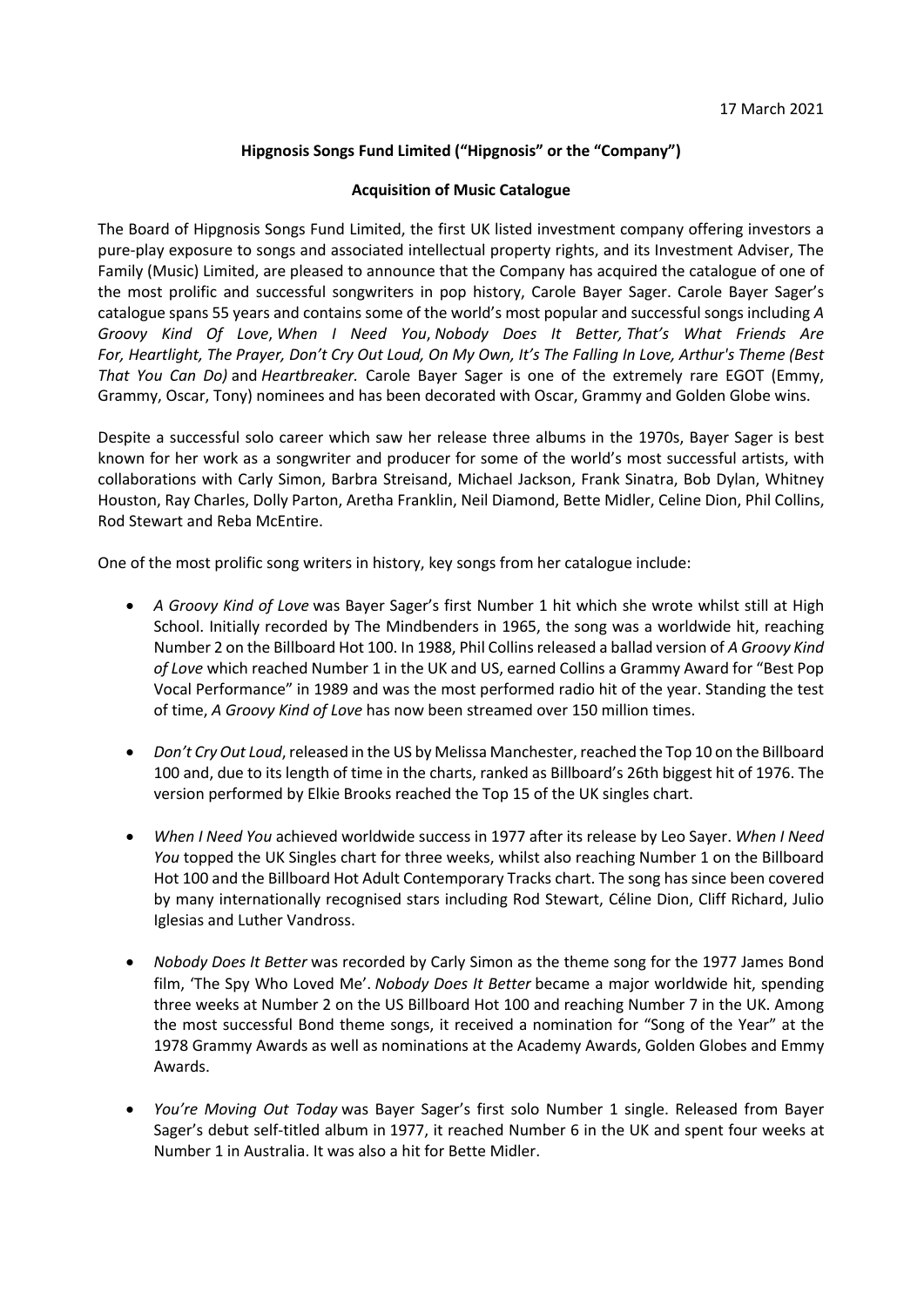17 March 2021

**Hipgnosis Songs Fund Limited ("Hipgnosis" or the "Company")**

**Acquisition of Music Catalogue**

The Board of Hipgnosis Songs Fund Limited, the first UK listed investment company offering investors a pure-play exposure to songs and associated intellectual property rights, and its Investment Adviser, The Family (Music) Limited, are pleased to announce that the Company has acquired the catalogue of one of the most prolific and successful songwriters in pop history, Carole Bayer Sager. Carole Bayer Sager's catalogue spans 55 years and contains some of the world's most popular and successful songs including *A Groovy Kind Of Love*, *When I Need You*, *Nobody Does It Better, That's What Friends Are For, Heartlight, The Prayer, Don't Cry Out Loud, On My Own, It's The Falling In Love, Arthur's Theme (Best That You Can Do)* and *Heartbreaker.* Carole Bayer Sager is one of the extremely rare EGOT (Emmy, Grammy, Oscar, Tony) nominees and has been decorated with Oscar, Grammy and Golden Globe wins.

Despite a successful solo career which saw her release three albums in the 1970s, Bayer Sager is best known for her work as a songwriter and producer for some of the world's most successful artists, with collaborations with Carly Simon, Barbra Streisand, Michael Jackson, Frank Sinatra, Bob Dylan, Whitney Houston, Ray Charles, Dolly Parton, Aretha Franklin, Neil Diamond, Bette Midler, Celine Dion, Phil Collins, Rod Stewart and Reba McEntire.

One of the most prolific song writers in history, key songs from her catalogue include:

- *A Groovy Kind of Love* was Bayer Sager's first Number 1 hit which she wrote whilst still at High School. Initially recorded by The Mindbenders in 1965, the song was a worldwide hit, reaching Number 2 on the Billboard Hot 100. In 1988, Phil Collins released a ballad version of *A Groovy Kind of Love* which reached Number 1 in the UK and US, earned Collins a Grammy Award for "Best Pop Vocal Performance" in 1989 and was the most performed radio hit of the year. Standing the test of time, *A Groovy Kind of Love* has now been streamed over 150 million times.

- *Don't Cry Out Loud*, released in the US by Melissa Manchester, reached the Top 10 on the Billboard 100 and, due to its length of time in the charts, ranked as Billboard's 26th biggest hit of 1976. The version performed by Elkie Brooks reached the Top 15 of the UK singles chart.

- *When I Need You* achieved worldwide success in 1977 after its release by Leo Sayer. *When I Need You* topped the UK Singles chart for three weeks, whilst also reaching Number 1 on the Billboard Hot 100 and the Billboard Hot Adult Contemporary Tracks chart. The song has since been covered by many internationally recognised stars including Rod Stewart, Céline Dion, Cliff Richard, Julio Iglesias and Luther Vandross.

- *Nobody Does It Better* was recorded by Carly Simon as the theme song for the 1977 James Bond film, 'The Spy Who Loved Me'. *Nobody Does It Better* became a major worldwide hit, spending three weeks at Number 2 on the US Billboard Hot 100 and reaching Number 7 in the UK. Among the most successful Bond theme songs, it received a nomination for "Song of the Year" at the 1978 Grammy Awards as well as nominations at the Academy Awards, Golden Globes and Emmy Awards.

- *You're Moving Out Today* was Bayer Sager's first solo Number 1 single. Released from Bayer Sager's debut self-titled album in 1977, it reached Number 6 in the UK and spent four weeks at Number 1 in Australia. It was also a hit for Bette Midler.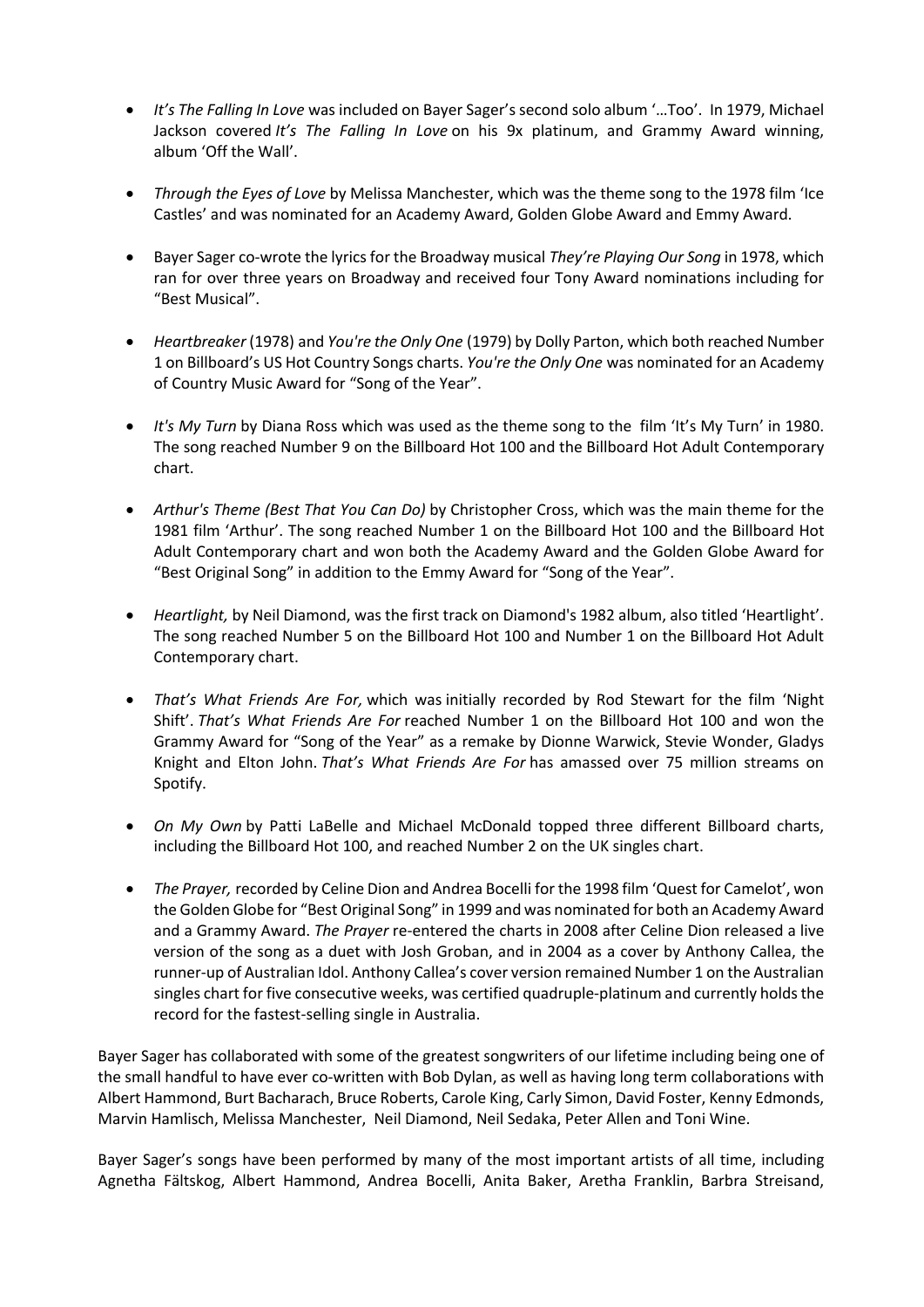- *It's The Falling In Love* was included on Bayer Sager's second solo album '…Too'. In 1979, Michael Jackson covered *It's The Falling In Love* on his 9x platinum, and Grammy Award winning, album 'Off the Wall'.

- *Through the Eyes of Love* by Melissa Manchester, which was the theme song to the 1978 film 'Ice Castles' and was nominated for an Academy Award, Golden Globe Award and Emmy Award.

- Bayer Sager co-wrote the lyrics for the Broadway musical *They're Playing Our Song* in 1978, which ran for over three years on Broadway and received four Tony Award nominations including for "Best Musical".

- *Heartbreaker* (1978) and *You're the Only One* (1979) by Dolly Parton, which both reached Number 1 on Billboard's US Hot Country Songs charts. *You're the Only One* was nominated for an Academy of Country Music Award for "Song of the Year".

- *It's My Turn* by Diana Ross which was used as the theme song to the film 'It's My Turn' in 1980. The song reached Number 9 on the Billboard Hot 100 and the Billboard Hot Adult Contemporary chart.

- *Arthur's Theme (Best That You Can Do)* by Christopher Cross, which was the main theme for the 1981 film 'Arthur'. The song reached Number 1 on the Billboard Hot 100 and the Billboard Hot Adult Contemporary chart and won both the Academy Award and the Golden Globe Award for "Best Original Song" in addition to the Emmy Award for "Song of the Year".

- *Heartlight,* by Neil Diamond, was the first track on Diamond's 1982 album, also titled 'Heartlight'. The song reached Number 5 on the Billboard Hot 100 and Number 1 on the Billboard Hot Adult Contemporary chart.

- *That's What Friends Are For,* which was initially recorded by Rod Stewart for the film 'Night Shift'. *That's What Friends Are For* reached Number 1 on the Billboard Hot 100 and won the Grammy Award for "Song of the Year" as a remake by Dionne Warwick, Stevie Wonder, Gladys Knight and Elton John. *That's What Friends Are For* has amassed over 75 million streams on Spotify.

- *On My Own* by Patti LaBelle and Michael McDonald topped three different Billboard charts, including the Billboard Hot 100, and reached Number 2 on the UK singles chart.

- *The Prayer,* recorded by Celine Dion and Andrea Bocelli for the 1998 film 'Quest for Camelot', won the Golden Globe for "Best Original Song" in 1999 and was nominated for both an Academy Award and a Grammy Award. *The Prayer* re-entered the charts in 2008 after Celine Dion released a live version of the song as a duet with Josh Groban, and in 2004 as a cover by Anthony Callea, the runner-up of Australian Idol. Anthony Callea's cover version remained Number 1 on the Australian singles chart for five consecutive weeks, was certified quadruple-platinum and currently holds the record for the fastest-selling single in Australia.

Bayer Sager has collaborated with some of the greatest songwriters of our lifetime including being one of the small handful to have ever co-written with Bob Dylan, as well as having long term collaborations with Albert Hammond, Burt Bacharach, Bruce Roberts, Carole King, Carly Simon, David Foster, Kenny Edmonds, Marvin Hamlisch, Melissa Manchester, Neil Diamond, Neil Sedaka, Peter Allen and Toni Wine.

Bayer Sager's songs have been performed by many of the most important artists of all time, including Agnetha Fältskog, Albert Hammond, Andrea Bocelli, Anita Baker, Aretha Franklin, Barbra Streisand,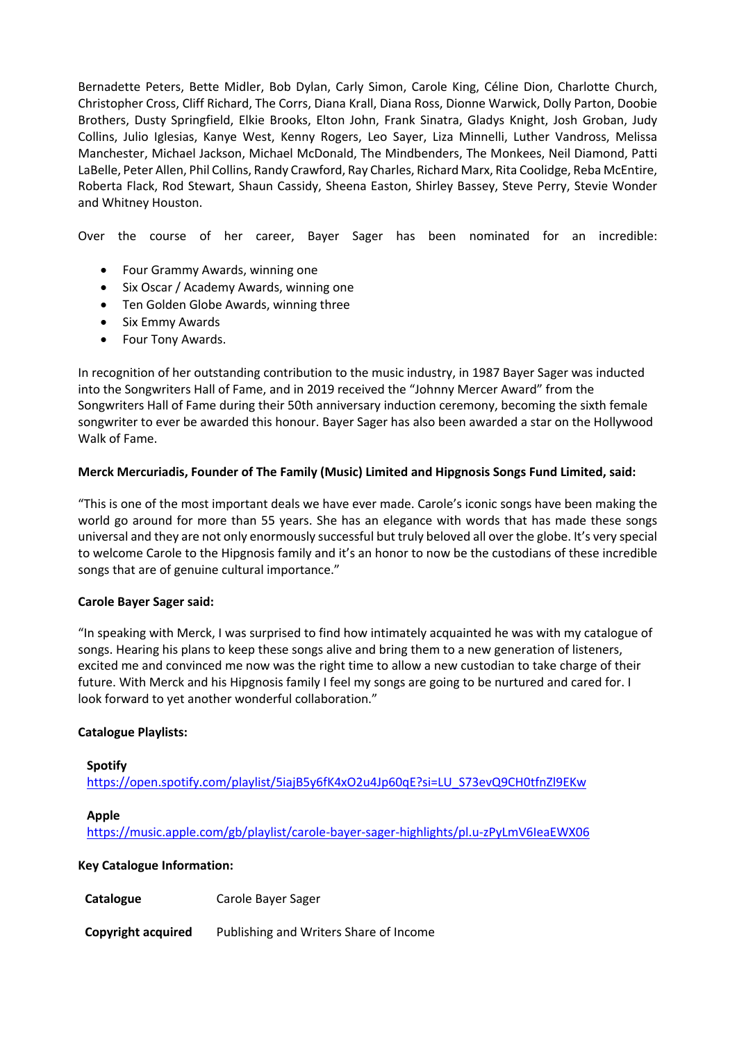Bernadette Peters, Bette Midler, Bob Dylan, Carly Simon, Carole King, Céline Dion, Charlotte Church, Christopher Cross, Cliff Richard, The Corrs, Diana Krall, Diana Ross, Dionne Warwick, Dolly Parton, Doobie Brothers, Dusty Springfield, Elkie Brooks, Elton John, Frank Sinatra, Gladys Knight, Josh Groban, Judy Collins, Julio Iglesias, Kanye West, Kenny Rogers, Leo Sayer, Liza Minnelli, Luther Vandross, Melissa Manchester, Michael Jackson, Michael McDonald, The Mindbenders, The Monkees, Neil Diamond, Patti LaBelle, Peter Allen, Phil Collins, Randy Crawford, Ray Charles, Richard Marx, Rita Coolidge, Reba McEntire, Roberta Flack, Rod Stewart, Shaun Cassidy, Sheena Easton, Shirley Bassey, Steve Perry, Stevie Wonder and Whitney Houston.

Over the course of her career, Bayer Sager has been nominated for an incredible:

- Four Grammy Awards, winning one
- Six Oscar / Academy Awards, winning one
- Ten Golden Globe Awards, winning three
- Six Emmy Awards
- Four Tony Awards.

In recognition of her outstanding contribution to the music industry, in 1987 Bayer Sager was inducted into the Songwriters Hall of Fame, and in 2019 received the "Johnny Mercer Award" from the Songwriters Hall of Fame during their 50th anniversary induction ceremony, becoming the sixth female songwriter to ever be awarded this honour. Bayer Sager has also been awarded a star on the Hollywood Walk of Fame.

**Merck Mercuriadis, Founder of The Family (Music) Limited and Hipgnosis Songs Fund Limited, said:**

"This is one of the most important deals we have ever made. Carole's iconic songs have been making the world go around for more than 55 years. She has an elegance with words that has made these songs universal and they are not only enormously successful but truly beloved all over the globe. It's very special to welcome Carole to the Hipgnosis family and it's an honor to now be the custodians of these incredible songs that are of genuine cultural importance."

**Carole Bayer Sager said:**

"In speaking with Merck, I was surprised to find how intimately acquainted he was with my catalogue of songs. Hearing his plans to keep these songs alive and bring them to a new generation of listeners, excited me and convinced me now was the right time to allow a new custodian to take charge of their future. With Merck and his Hipgnosis family I feel my songs are going to be nurtured and cared for. I look forward to yet another wonderful collaboration."

**Catalogue Playlists:**

**Spotify**
https://open.spotify.com/playlist/5iajB5y6fK4xO2u4Jp60qE?si=LU_S73evQ9CH0tfnZl9EKw

**Apple**
https://music.apple.com/gb/playlist/carole-bayer-sager-highlights/pl.u-zPyLmV6IeaEWX06

**Key Catalogue Information:**

| | |
|---|---|
| **Catalogue** | Carole Bayer Sager |
| **Copyright acquired** | Publishing and Writers Share of Income |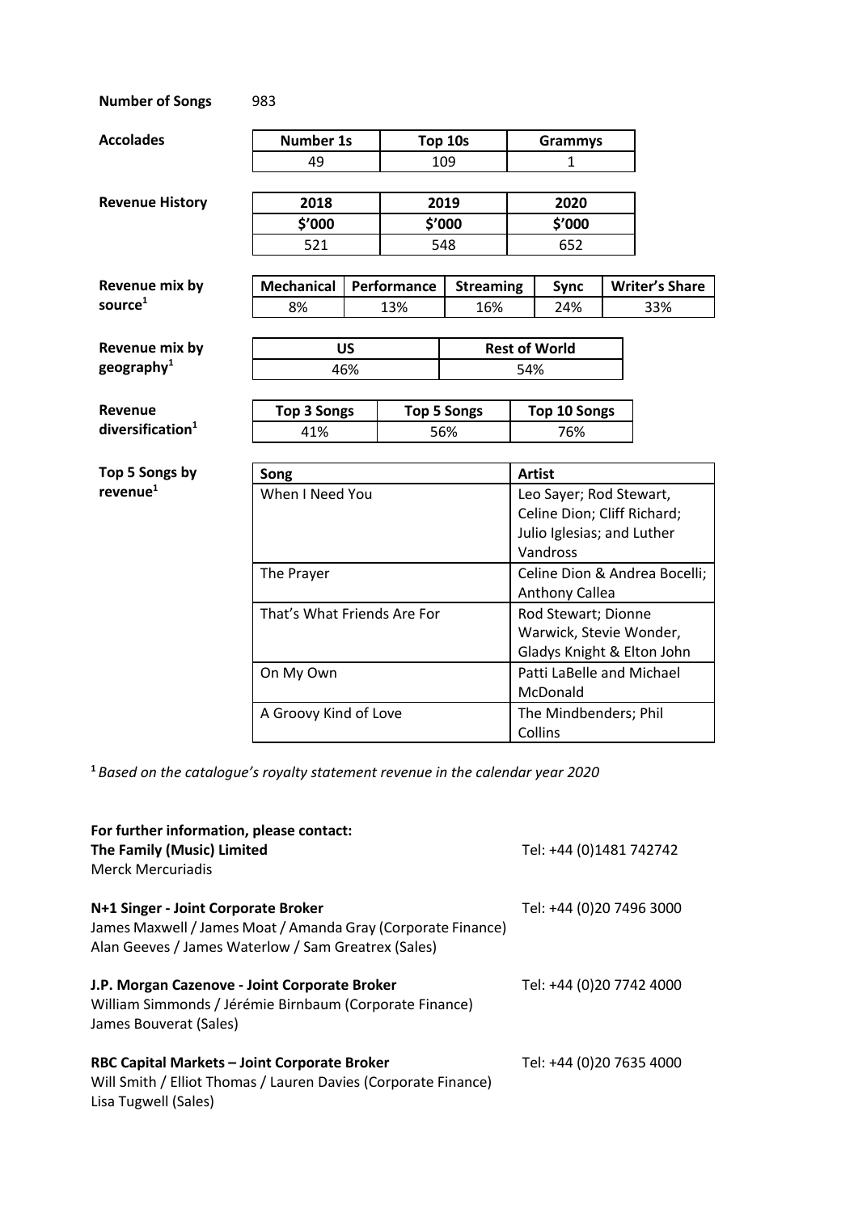**Number of Songs** 983

**Accolades**

| Number 1s | Top 10s | Grammys |
|---|---|---|
| 49 | 109 | 1 |

**Revenue History**

| 2018 | 2019 | 2020 |
|---|---|---|
| $'000 | $'000 | $'000 |
| 521 | 548 | 652 |

**Revenue mix by source**[1]

| Mechanical | Performance | Streaming | Sync | Writer's Share |
|---|---|---|---|---|
| 8% | 13% | 16% | 24% | 33% |

**Revenue mix by geography**[1]

| US | Rest of World |
|---|---|
| 46% | 54% |

**Revenue diversification**[1]

| Top 3 Songs | Top 5 Songs | Top 10 Songs |
|---|---|---|
| 41% | 56% | 76% |

**Top 5 Songs by revenue**[1]

| Song | Artist |
|---|---|
| When I Need You | Leo Sayer; Rod Stewart, Celine Dion; Cliff Richard; Julio Iglesias; and Luther Vandross |
| The Prayer | Celine Dion & Andrea Bocelli; Anthony Callea |
| That's What Friends Are For | Rod Stewart; Dionne Warwick, Stevie Wonder, Gladys Knight & Elton John |
| On My Own | Patti LaBelle and Michael McDonald |
| A Groovy Kind of Love | The Mindbenders; Phil Collins |

[1] *Based on the catalogue's royalty statement revenue in the calendar year 2020*

**For further information, please contact:**

**The Family (Music) Limited** Tel: +44 (0)1481 742742
Merck Mercuriadis

**N+1 Singer - Joint Corporate Broker** Tel: +44 (0)20 7496 3000
James Maxwell / James Moat / Amanda Gray (Corporate Finance)
Alan Geeves / James Waterlow / Sam Greatrex (Sales)

**J.P. Morgan Cazenove - Joint Corporate Broker** Tel: +44 (0)20 7742 4000
William Simmonds / Jérémie Birnbaum (Corporate Finance)
James Bouverat (Sales)

**RBC Capital Markets – Joint Corporate Broker** Tel: +44 (0)20 7635 4000
Will Smith / Elliot Thomas / Lauren Davies (Corporate Finance)
Lisa Tugwell (Sales)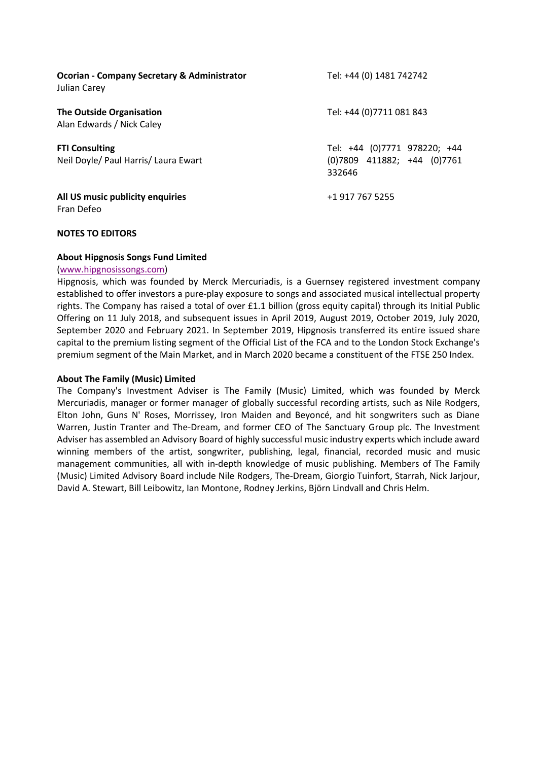| | |
|---|---|
| **Ocorian - Company Secretary & Administrator**<br>Julian Carey | Tel: +44 (0) 1481 742742 |
| **The Outside Organisation**<br>Alan Edwards / Nick Caley | Tel: +44 (0)7711 081 843 |
| **FTI Consulting**<br>Neil Doyle/ Paul Harris/ Laura Ewart | Tel: +44 (0)7771 978220; +44 (0)7809 411882; +44 (0)7761 332646 |
| **All US music publicity enquiries**<br>Fran Defeo | +1 917 767 5255 |

**NOTES TO EDITORS**

**About Hipgnosis Songs Fund Limited**

(www.hipgnosissongs.com)

Hipgnosis, which was founded by Merck Mercuriadis, is a Guernsey registered investment company established to offer investors a pure-play exposure to songs and associated musical intellectual property rights. The Company has raised a total of over £1.1 billion (gross equity capital) through its Initial Public Offering on 11 July 2018, and subsequent issues in April 2019, August 2019, October 2019, July 2020, September 2020 and February 2021. In September 2019, Hipgnosis transferred its entire issued share capital to the premium listing segment of the Official List of the FCA and to the London Stock Exchange's premium segment of the Main Market, and in March 2020 became a constituent of the FTSE 250 Index.

**About The Family (Music) Limited**

The Company's Investment Adviser is The Family (Music) Limited, which was founded by Merck Mercuriadis, manager or former manager of globally successful recording artists, such as Nile Rodgers, Elton John, Guns N' Roses, Morrissey, Iron Maiden and Beyoncé, and hit songwriters such as Diane Warren, Justin Tranter and The-Dream, and former CEO of The Sanctuary Group plc. The Investment Adviser has assembled an Advisory Board of highly successful music industry experts which include award winning members of the artist, songwriter, publishing, legal, financial, recorded music and music management communities, all with in-depth knowledge of music publishing. Members of The Family (Music) Limited Advisory Board include Nile Rodgers, The-Dream, Giorgio Tuinfort, Starrah, Nick Jarjour, David A. Stewart, Bill Leibowitz, Ian Montone, Rodney Jerkins, Björn Lindvall and Chris Helm.